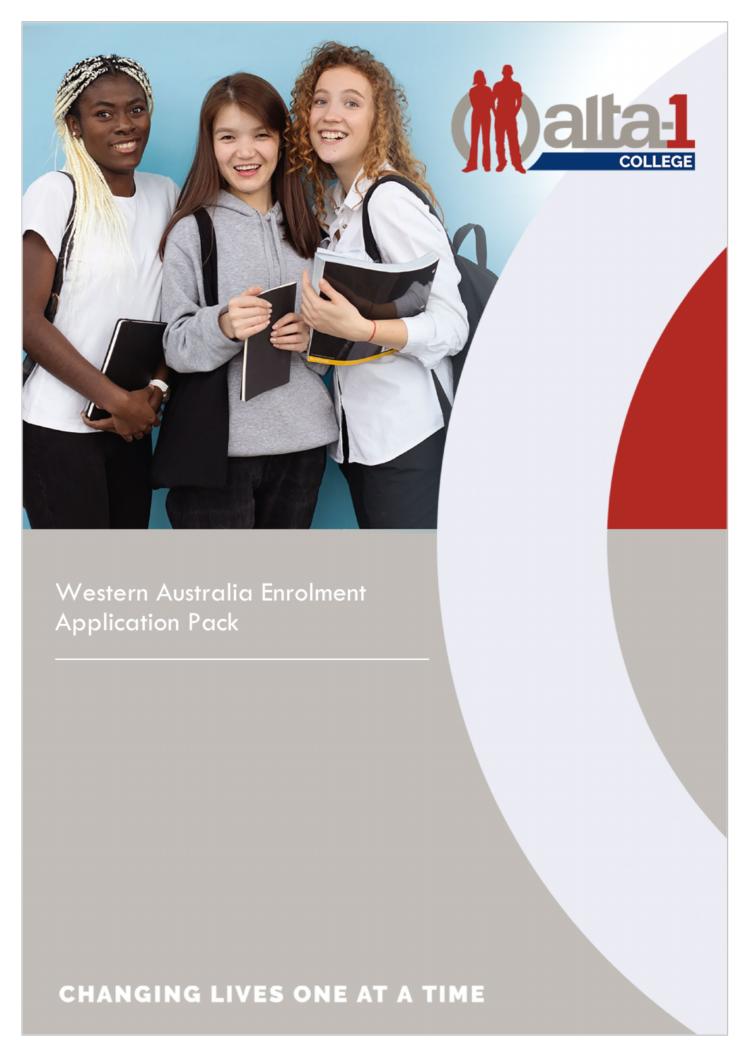# Western Australia Enrolment Application Pack

CHANGING LIVES ONE AT A TIME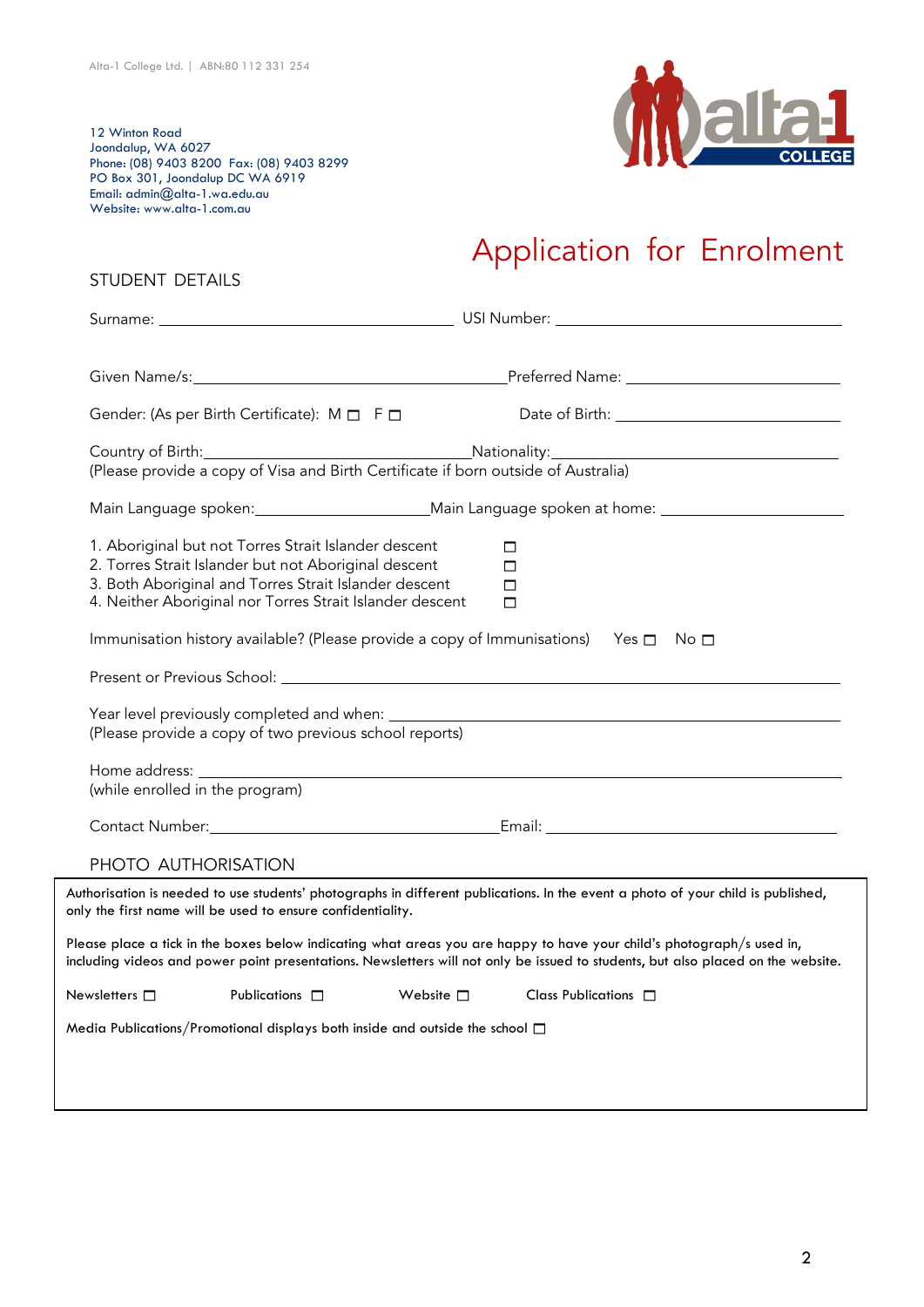Alta-1 College Ltd. | ABN:80 112 331 254

12 Winton Road
Joondalup, WA 6027
Phone: (08) 9403 8200 Fax: (08) 9403 8299
PO Box 301, Joondalup DC WA 6919
Email: admin@alta-1.wa.edu.au
Website: www.alta-1.com.au

# Application for Enrolment

## STUDENT DETAILS

Surname: ______________________ USI Number: ______________________

Given Name/s: ______________________ Preferred Name: ______________________

Gender: (As per Birth Certificate): M ☐ F ☐ Date of Birth: ______________________

Country of Birth: ______________________ Nationality: ______________________
(Please provide a copy of Visa and Birth Certificate if born outside of Australia)

Main Language spoken: ______________________ Main Language spoken at home: ______________________

1. Aboriginal but not Torres Strait Islander descent ☐
2. Torres Strait Islander but not Aboriginal descent ☐
3. Both Aboriginal and Torres Strait Islander descent ☐
4. Neither Aboriginal nor Torres Strait Islander descent ☐

Immunisation history available? (Please provide a copy of Immunisations) Yes ☐ No ☐

Present or Previous School: ______________________

Year level previously completed and when: ______________________
(Please provide a copy of two previous school reports)

Home address: ______________________
(while enrolled in the program)

Contact Number: ______________________ Email: ______________________

## PHOTO AUTHORISATION

Authorisation is needed to use students' photographs in different publications. In the event a photo of your child is published, only the first name will be used to ensure confidentiality.

Please place a tick in the boxes below indicating what areas you are happy to have your child's photograph/s used in, including videos and power point presentations. Newsletters will not only be issued to students, but also placed on the website.

Newsletters ☐ Publications ☐ Website ☐ Class Publications ☐

Media Publications/Promotional displays both inside and outside the school ☐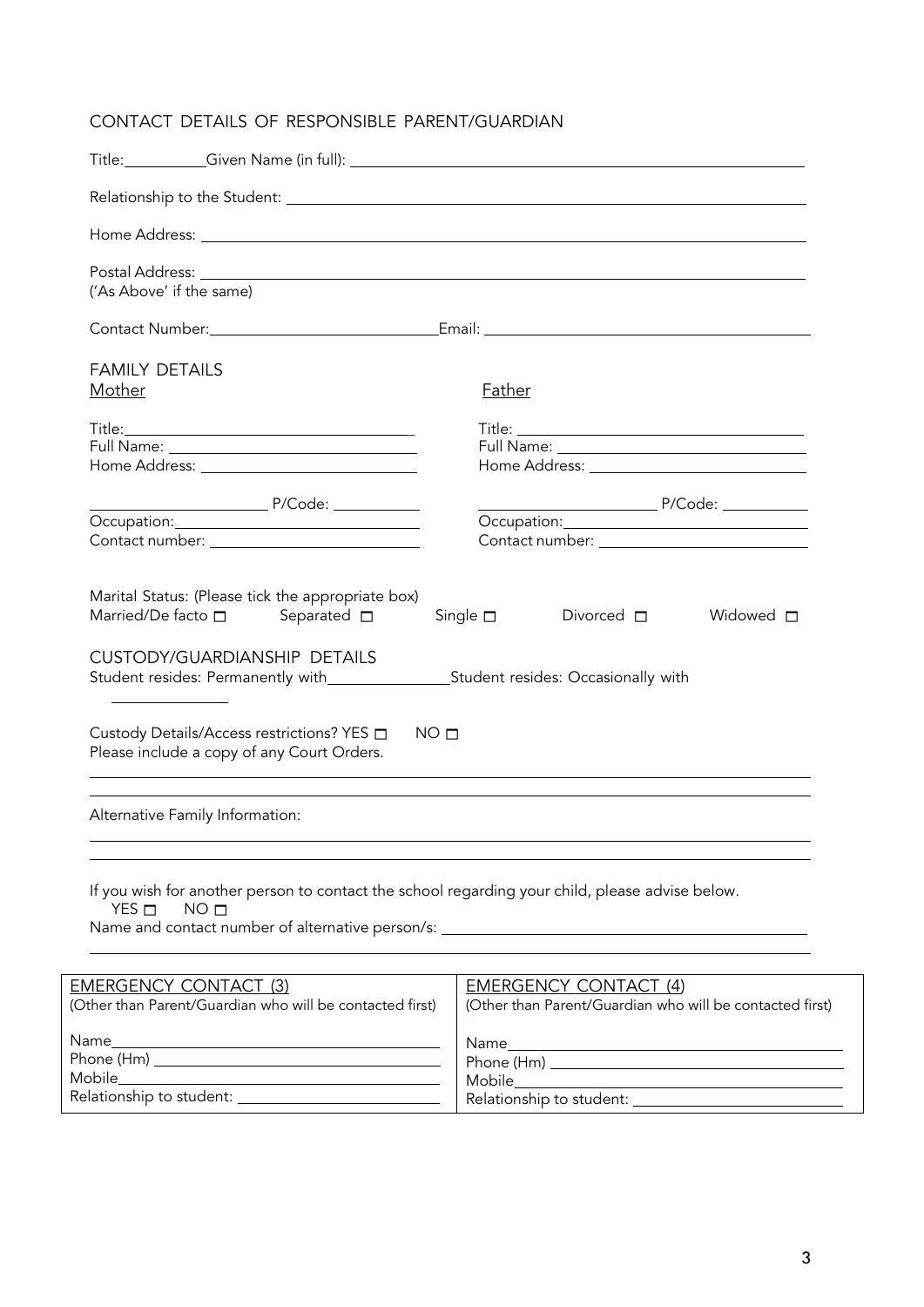## CONTACT DETAILS OF RESPONSIBLE PARENT/GUARDIAN

Title:__________Given Name (in full): ______________________________

Relationship to the Student: ______________________________

Home Address: ______________________________

Postal Address: ______________________________
('As Above' if the same)

Contact Number:__________________________Email: ______________________________

## FAMILY DETAILS

**Mother**

Title:______________________________
Full Name: ______________________________
Home Address: ______________________________
____________________ P/Code: __________
Occupation:______________________________
Contact number: ______________________________

**Father**

Title: ______________________________
Full Name: ______________________________
Home Address: ______________________________
____________________ P/Code: __________
Occupation:______________________________
Contact number: ______________________________

Marital Status: (Please tick the appropriate box)
Married/De facto ☐ Separated ☐ Single ☐ Divorced ☐ Widowed ☐

## CUSTODY/GUARDIANSHIP DETAILS

Student resides: Permanently with______________Student resides: Occasionally with ______________

Custody Details/Access restrictions? YES ☐ NO ☐
Please include a copy of any Court Orders.

______________________________

______________________________

Alternative Family Information:

______________________________

______________________________

If you wish for another person to contact the school regarding your child, please advise below.
YES ☐ NO ☐
Name and contact number of alternative person/s: ______________________________

______________________________

| EMERGENCY CONTACT (3)<br>(Other than Parent/Guardian who will be contacted first) | EMERGENCY CONTACT (4)<br>(Other than Parent/Guardian who will be contacted first) |
|---|---|
| Name______________________________ | Name______________________________ |
| Phone (Hm) ______________________________ | Phone (Hm) ______________________________ |
| Mobile______________________________ | Mobile______________________________ |
| Relationship to student: ____________________ | Relationship to student: ____________________ |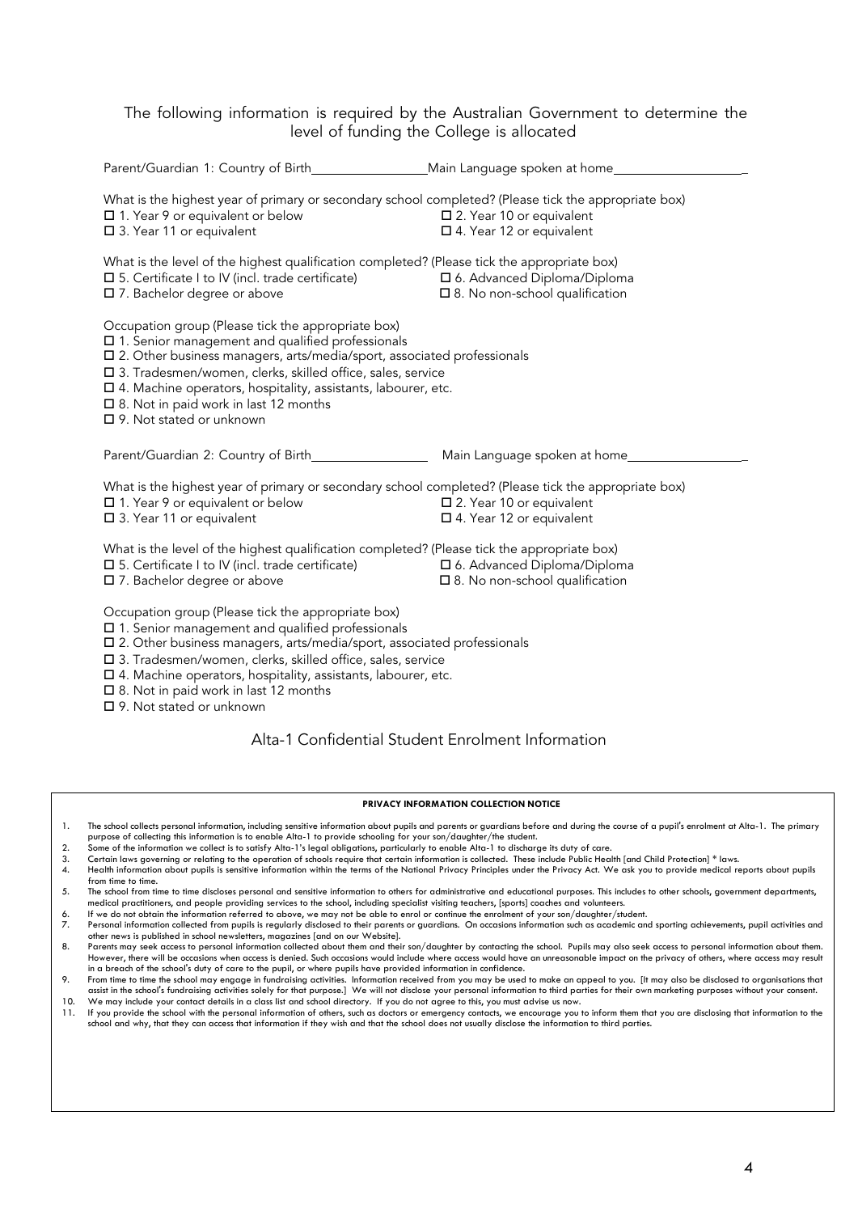## The following information is required by the Australian Government to determine the level of funding the College is allocated

Parent/Guardian 1: Country of Birth_________________ Main Language spoken at home___________________

What is the highest year of primary or secondary school completed? (Please tick the appropriate box)

- ☐ 1. Year 9 or equivalent or below
- ☐ 2. Year 10 or equivalent
- ☐ 3. Year 11 or equivalent
- ☐ 4. Year 12 or equivalent

What is the level of the highest qualification completed? (Please tick the appropriate box)

- ☐ 5. Certificate I to IV (incl. trade certificate)
- ☐ 6. Advanced Diploma/Diploma
- ☐ 7. Bachelor degree or above
- ☐ 8. No non-school qualification

Occupation group (Please tick the appropriate box)

- ☐ 1. Senior management and qualified professionals
- ☐ 2. Other business managers, arts/media/sport, associated professionals
- ☐ 3. Tradesmen/women, clerks, skilled office, sales, service
- ☐ 4. Machine operators, hospitality, assistants, labourer, etc.
- ☐ 8. Not in paid work in last 12 months
- ☐ 9. Not stated or unknown

Parent/Guardian 2: Country of Birth_________________ Main Language spoken at home_________________

What is the highest year of primary or secondary school completed? (Please tick the appropriate box)

- ☐ 1. Year 9 or equivalent or below
- ☐ 2. Year 10 or equivalent
- ☐ 3. Year 11 or equivalent
- ☐ 4. Year 12 or equivalent

What is the level of the highest qualification completed? (Please tick the appropriate box)

- ☐ 5. Certificate I to IV (incl. trade certificate)
- ☐ 6. Advanced Diploma/Diploma
- ☐ 7. Bachelor degree or above
- ☐ 8. No non-school qualification

Occupation group (Please tick the appropriate box)

- ☐ 1. Senior management and qualified professionals
- ☐ 2. Other business managers, arts/media/sport, associated professionals
- ☐ 3. Tradesmen/women, clerks, skilled office, sales, service
- ☐ 4. Machine operators, hospitality, assistants, labourer, etc.
- ☐ 8. Not in paid work in last 12 months
- ☐ 9. Not stated or unknown

## Alta-1 Confidential Student Enrolment Information

**PRIVACY INFORMATION COLLECTION NOTICE**

1. The school collects personal information, including sensitive information about pupils and parents or guardians before and during the course of a pupil's enrolment at Alta-1. The primary purpose of collecting this information is to enable Alta-1 to provide schooling for your son/daughter/the student.
2. Some of the information we collect is to satisfy Alta-1's legal obligations, particularly to enable Alta-1 to discharge its duty of care.
3. Certain laws governing or relating to the operation of schools require that certain information is collected. These include Public Health [and Child Protection] * laws.
4. Health information about pupils is sensitive information within the terms of the National Privacy Principles under the Privacy Act. We ask you to provide medical reports about pupils from time to time.
5. The school from time to time discloses personal and sensitive information to others for administrative and educational purposes. This includes to other schools, government departments, medical practitioners, and people providing services to the school, including specialist visiting teachers, [sports] coaches and volunteers.
6. If we do not obtain the information referred to above, we may not be able to enrol or continue the enrolment of your son/daughter/student.
7. Personal information collected from pupils is regularly disclosed to their parents or guardians. On occasions information such as academic and sporting achievements, pupil activities and other news is published in school newsletters, magazines [and on our Website].
8. Parents may seek access to personal information collected about them and their son/daughter by contacting the school. Pupils may also seek access to personal information about them. However, there will be occasions when access is denied. Such occasions would include where access would have an unreasonable impact on the privacy of others, where access may result in a breach of the school's duty of care to the pupil, or where pupils have provided information in confidence.
9. From time to time the school may engage in fundraising activities. Information received from you may be used to make an appeal to you. [It may also be disclosed to organisations that assist in the school's fundraising activities solely for that purpose.] We will not disclose your personal information to third parties for their own marketing purposes without your consent.
10. We may include your contact details in a class list and school directory. If you do not agree to this, you must advise us now.
11. If you provide the school with the personal information of others, such as doctors or emergency contacts, we encourage you to inform them that you are disclosing that information to the school and why, that they can access that information if they wish and that the school does not usually disclose the information to third parties.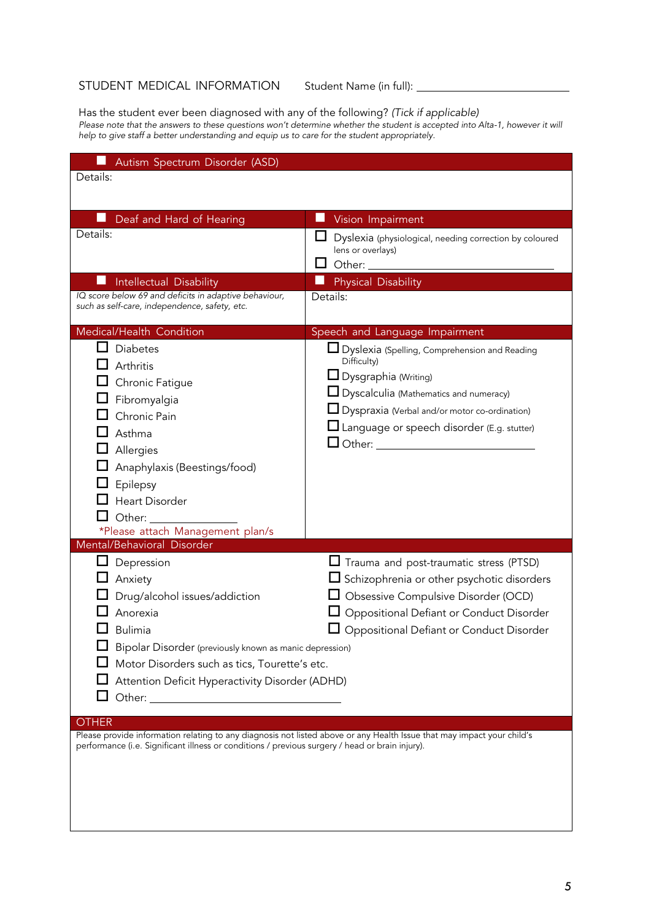## STUDENT MEDICAL INFORMATION

Student Name (in full): ______________________

Has the student ever been diagnosed with any of the following? *(Tick if applicable)*

*Please note that the answers to these questions won't determine whether the student is accepted into Alta-1, however it will help to give staff a better understanding and equip us to care for the student appropriately.*

### ☐ Autism Spectrum Disorder (ASD)

Details:

### ☐ Deaf and Hard of Hearing

Details:

### ☐ Vision Impairment

- ☐ Dyslexia (physiological, needing correction by coloured lens or overlays)
- ☐ Other: ______________________

### ☐ Intellectual Disability

*IQ score below 69 and deficits in adaptive behaviour, such as self-care, independence, safety, etc.*

### ☐ Physical Disability

Details:

### Medical/Health Condition

- ☐ Diabetes
- ☐ Arthritis
- ☐ Chronic Fatigue
- ☐ Fibromyalgia
- ☐ Chronic Pain
- ☐ Asthma
- ☐ Allergies
- ☐ Anaphylaxis (Beestings/food)
- ☐ Epilepsy
- ☐ Heart Disorder
- ☐ Other: ______________

*Please attach Management plan/s

### Speech and Language Impairment

- ☐ Dyslexia (Spelling, Comprehension and Reading Difficulty)
- ☐ Dysgraphia (Writing)
- ☐ Dyscalculia (Mathematics and numeracy)
- ☐ Dyspraxia (Verbal and/or motor co-ordination)
- ☐ Language or speech disorder (E.g. stutter)
- ☐ Other: ______________________

### Mental/Behavioral Disorder

- ☐ Depression
- ☐ Anxiety
- ☐ Drug/alcohol issues/addiction
- ☐ Anorexia
- ☐ Bulimia
- ☐ Trauma and post-traumatic stress (PTSD)
- ☐ Schizophrenia or other psychotic disorders
- ☐ Obsessive Compulsive Disorder (OCD)
- ☐ Oppositional Defiant or Conduct Disorder
- ☐ Oppositional Defiant or Conduct Disorder
- ☐ Bipolar Disorder (previously known as manic depression)
- ☐ Motor Disorders such as tics, Tourette's etc.
- ☐ Attention Deficit Hyperactivity Disorder (ADHD)
- ☐ Other: ______________________

### OTHER

Please provide information relating to any diagnosis not listed above or any Health Issue that may impact your child's performance (i.e. Significant illness or conditions / previous surgery / head or brain injury).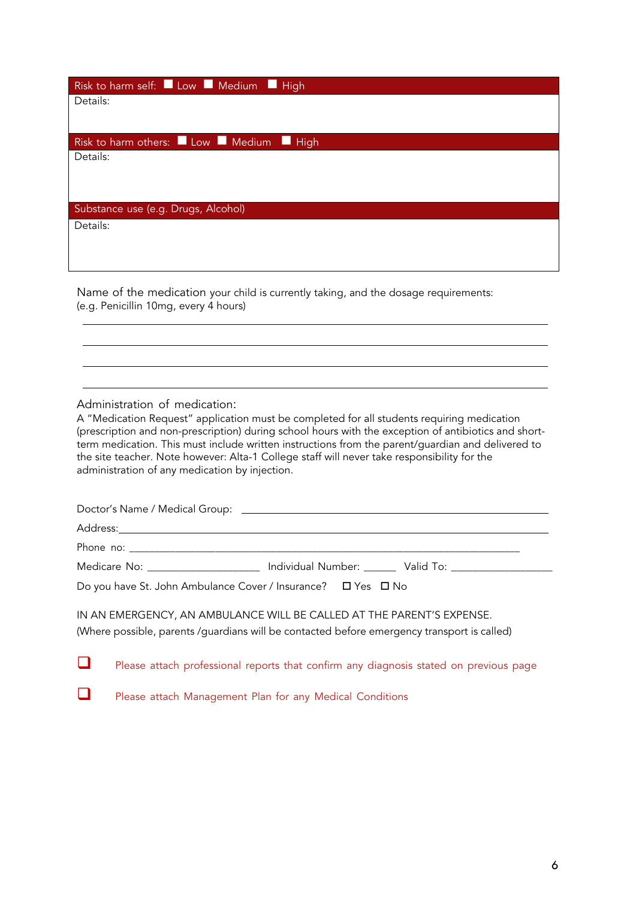| Risk to harm self: ☐ Low ☐ Medium ☐ High |
|---|
| Details: |
| Risk to harm others: ☐ Low ☐ Medium ☐ High |
| Details: |
| Substance use (e.g. Drugs, Alcohol) |
| Details: |

Name of the medication your child is currently taking, and the dosage requirements:
(e.g. Penicillin 10mg, every 4 hours)

\_\_\_\_\_\_\_\_\_\_\_\_\_\_\_\_\_\_\_\_\_\_\_\_\_\_\_\_\_\_\_\_\_\_\_\_\_\_\_\_\_\_\_\_\_\_\_\_\_\_\_\_\_\_\_\_\_\_\_\_\_\_\_\_\_\_\_\_\_\_

\_\_\_\_\_\_\_\_\_\_\_\_\_\_\_\_\_\_\_\_\_\_\_\_\_\_\_\_\_\_\_\_\_\_\_\_\_\_\_\_\_\_\_\_\_\_\_\_\_\_\_\_\_\_\_\_\_\_\_\_\_\_\_\_\_\_\_\_\_\_

\_\_\_\_\_\_\_\_\_\_\_\_\_\_\_\_\_\_\_\_\_\_\_\_\_\_\_\_\_\_\_\_\_\_\_\_\_\_\_\_\_\_\_\_\_\_\_\_\_\_\_\_\_\_\_\_\_\_\_\_\_\_\_\_\_\_\_\_\_\_

\_\_\_\_\_\_\_\_\_\_\_\_\_\_\_\_\_\_\_\_\_\_\_\_\_\_\_\_\_\_\_\_\_\_\_\_\_\_\_\_\_\_\_\_\_\_\_\_\_\_\_\_\_\_\_\_\_\_\_\_\_\_\_\_\_\_\_\_\_\_

Administration of medication:

A "Medication Request" application must be completed for all students requiring medication (prescription and non-prescription) during school hours with the exception of antibiotics and short-term medication. This must include written instructions from the parent/guardian and delivered to the site teacher. Note however: Alta-1 College staff will never take responsibility for the administration of any medication by injection.

Doctor's Name / Medical Group: \_\_\_\_\_\_\_\_\_\_\_\_\_\_\_\_\_\_\_\_\_\_\_\_\_\_\_\_\_\_\_\_\_\_\_\_\_\_\_\_\_\_\_\_

Address: \_\_\_\_\_\_\_\_\_\_\_\_\_\_\_\_\_\_\_\_\_\_\_\_\_\_\_\_\_\_\_\_\_\_\_\_\_\_\_\_\_\_\_\_\_\_\_\_\_\_\_\_\_\_\_\_\_\_\_\_

Phone no: \_\_\_\_\_\_\_\_\_\_\_\_\_\_\_\_\_\_\_\_\_\_\_\_\_\_\_\_\_\_\_\_\_\_\_\_\_\_\_\_\_\_\_\_\_\_\_\_\_\_\_\_\_\_\_\_\_\_\_

Medicare No: \_\_\_\_\_\_\_\_\_\_\_\_\_\_\_\_\_\_\_\_ Individual Number: \_\_\_\_\_\_ Valid To: \_\_\_\_\_\_\_\_\_\_\_\_\_\_\_\_\_\_

Do you have St. John Ambulance Cover / Insurance? ☐ Yes ☐ No

IN AN EMERGENCY, AN AMBULANCE WILL BE CALLED AT THE PARENT'S EXPENSE.
(Where possible, parents /guardians will be contacted before emergency transport is called)

- ☐ Please attach professional reports that confirm any diagnosis stated on previous page
- ☐ Please attach Management Plan for any Medical Conditions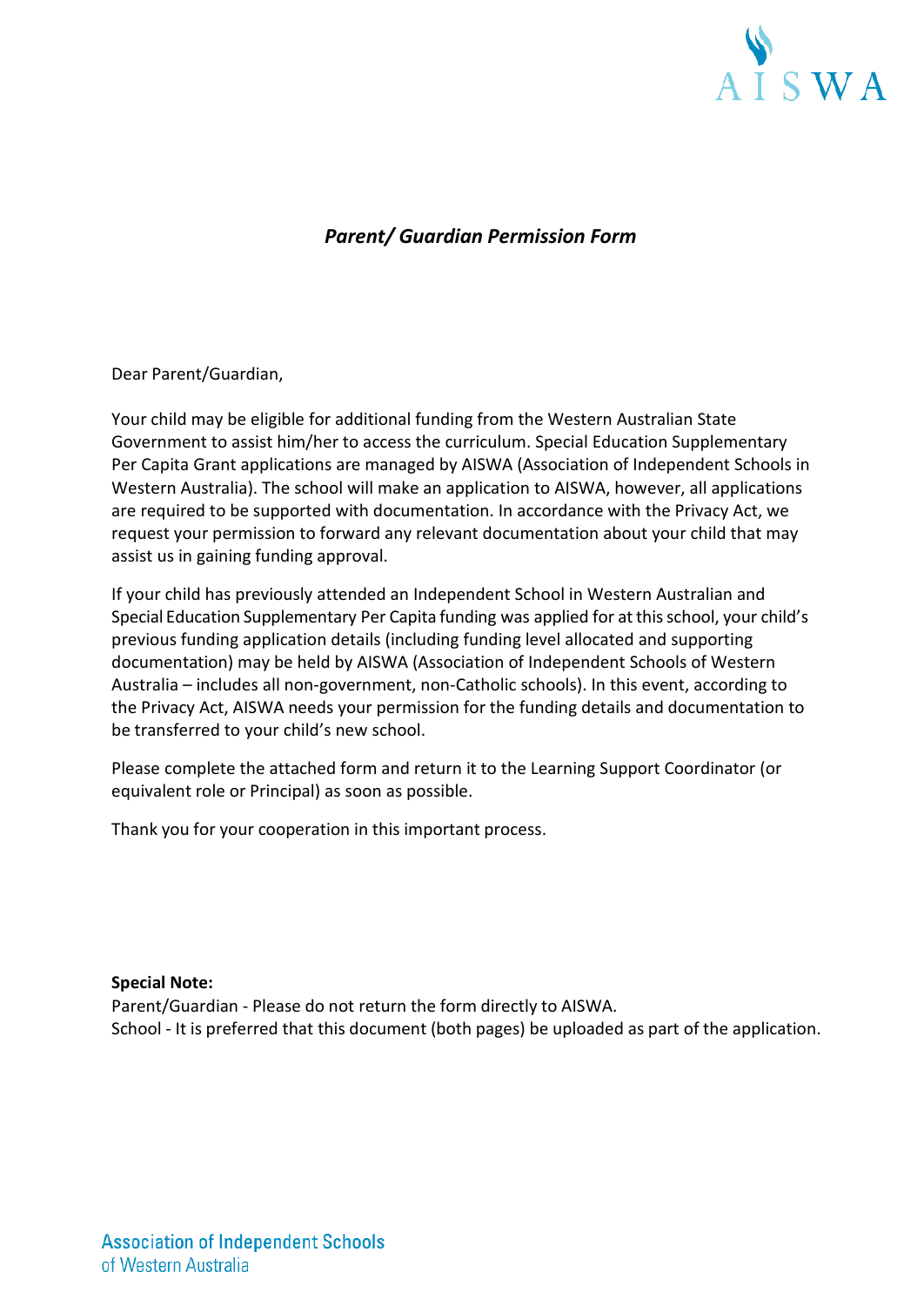# *Parent/ Guardian Permission Form*

Dear Parent/Guardian,

Your child may be eligible for additional funding from the Western Australian State Government to assist him/her to access the curriculum. Special Education Supplementary Per Capita Grant applications are managed by AISWA (Association of Independent Schools in Western Australia). The school will make an application to AISWA, however, all applications are required to be supported with documentation. In accordance with the Privacy Act, we request your permission to forward any relevant documentation about your child that may assist us in gaining funding approval.

If your child has previously attended an Independent School in Western Australian and Special Education Supplementary Per Capita funding was applied for at this school, your child's previous funding application details (including funding level allocated and supporting documentation) may be held by AISWA (Association of Independent Schools of Western Australia – includes all non-government, non-Catholic schools). In this event, according to the Privacy Act, AISWA needs your permission for the funding details and documentation to be transferred to your child's new school.

Please complete the attached form and return it to the Learning Support Coordinator (or equivalent role or Principal) as soon as possible.

Thank you for your cooperation in this important process.

**Special Note:**
Parent/Guardian - Please do not return the form directly to AISWA.
School - It is preferred that this document (both pages) be uploaded as part of the application.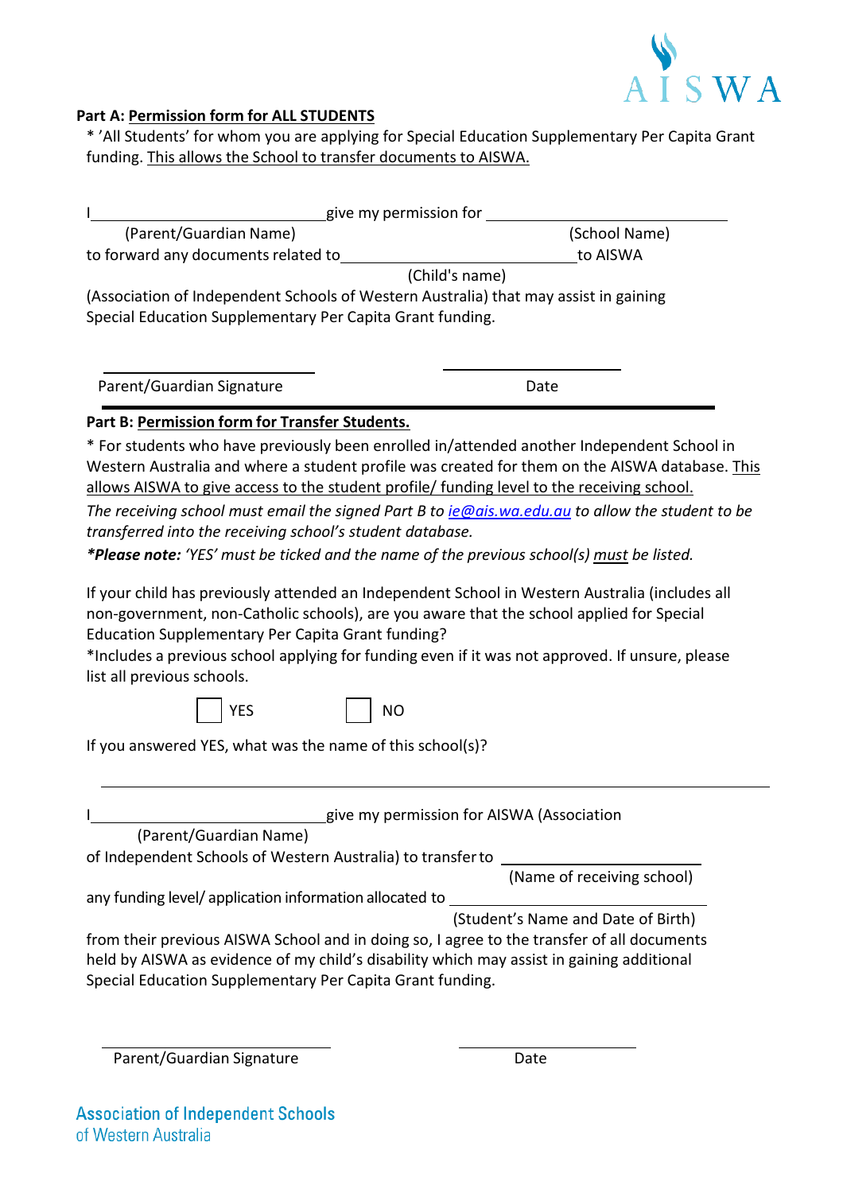**Part A: Permission form for ALL STUDENTS**

* 'All Students' for whom you are applying for Special Education Supplementary Per Capita Grant funding. This allows the School to transfer documents to AISWA.

I ______________________________ give my permission for ______________________________
(Parent/Guardian Name) (School Name)
to forward any documents related to ______________________________ to AISWA
(Child's name)
(Association of Independent Schools of Western Australia) that may assist in gaining Special Education Supplementary Per Capita Grant funding.

______________________________ ______________________________
Parent/Guardian Signature Date

**Part B: Permission form for Transfer Students.**

* For students who have previously been enrolled in/attended another Independent School in Western Australia and where a student profile was created for them on the AISWA database. This allows AISWA to give access to the student profile/ funding level to the receiving school.

*The receiving school must email the signed Part B to ie@ais.wa.edu.au to allow the student to be transferred into the receiving school's student database.*

***Please note:** 'YES' must be ticked and the name of the previous school(s) must be listed.*

If your child has previously attended an Independent School in Western Australia (includes all non-government, non-Catholic schools), are you aware that the school applied for Special Education Supplementary Per Capita Grant funding?
*Includes a previous school applying for funding even if it was not approved. If unsure, please list all previous schools.

☐ YES ☐ NO

If you answered YES, what was the name of this school(s)?

______________________________________________________________________

I ______________________________ give my permission for AISWA (Association
(Parent/Guardian Name)
of Independent Schools of Western Australia) to transfer to ______________________________
(Name of receiving school)
any funding level/ application information allocated to ______________________________
(Student's Name and Date of Birth)
from their previous AISWA School and in doing so, I agree to the transfer of all documents held by AISWA as evidence of my child's disability which may assist in gaining additional Special Education Supplementary Per Capita Grant funding.

______________________________ ______________________________
Parent/Guardian Signature Date

Association of Independent Schools
of Western Australia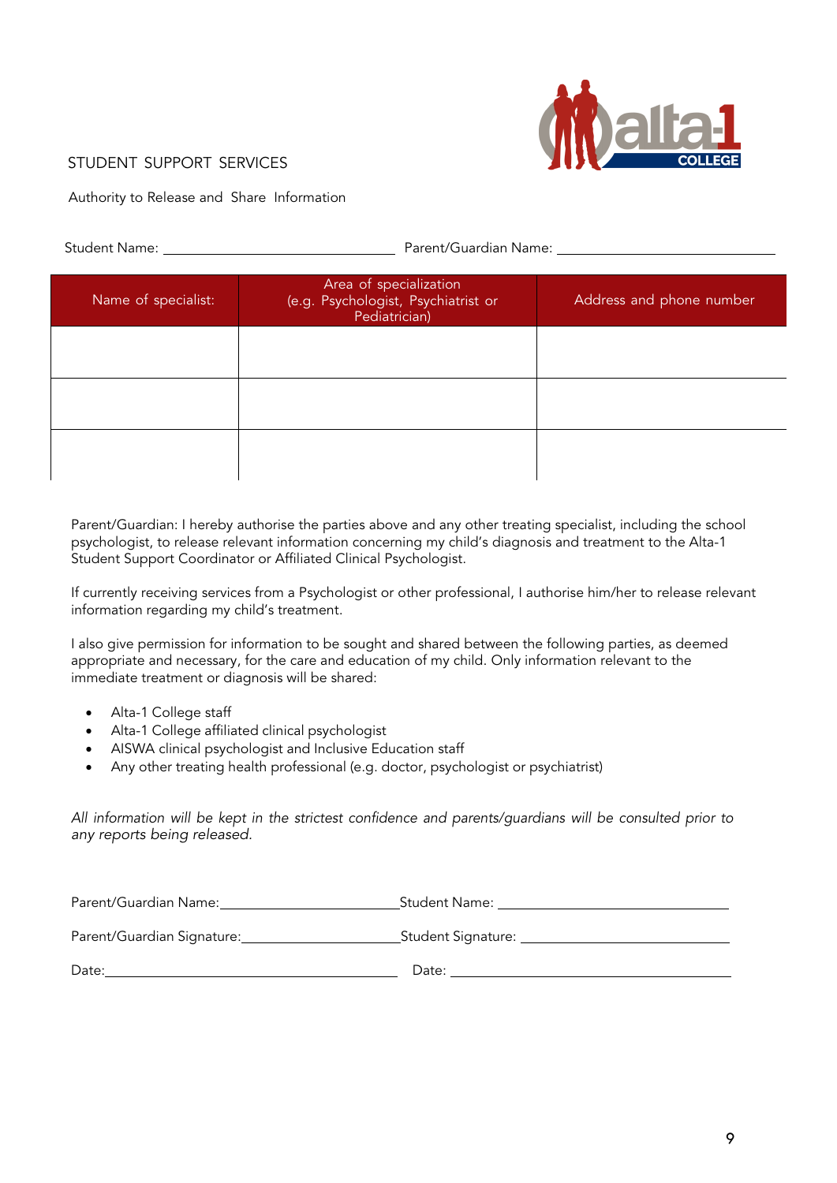STUDENT SUPPORT SERVICES

Authority to Release and Share Information

Student Name: ______________________ Parent/Guardian Name: ______________________

| Name of specialist: | Area of specialization (e.g. Psychologist, Psychiatrist or Pediatrician) | Address and phone number |
| --- | --- | --- |
| | | |
| | | |
| | | |

Parent/Guardian: I hereby authorise the parties above and any other treating specialist, including the school psychologist, to release relevant information concerning my child's diagnosis and treatment to the Alta-1 Student Support Coordinator or Affiliated Clinical Psychologist.

If currently receiving services from a Psychologist or other professional, I authorise him/her to release relevant information regarding my child's treatment.

I also give permission for information to be sought and shared between the following parties, as deemed appropriate and necessary, for the care and education of my child. Only information relevant to the immediate treatment or diagnosis will be shared:

- Alta-1 College staff
- Alta-1 College affiliated clinical psychologist
- AISWA clinical psychologist and Inclusive Education staff
- Any other treating health professional (e.g. doctor, psychologist or psychiatrist)

*All information will be kept in the strictest confidence and parents/guardians will be consulted prior to any reports being released.*

Parent/Guardian Name: ______________________ Student Name: ______________________

Parent/Guardian Signature: ______________________ Student Signature: ______________________

Date: ______________________ Date: ______________________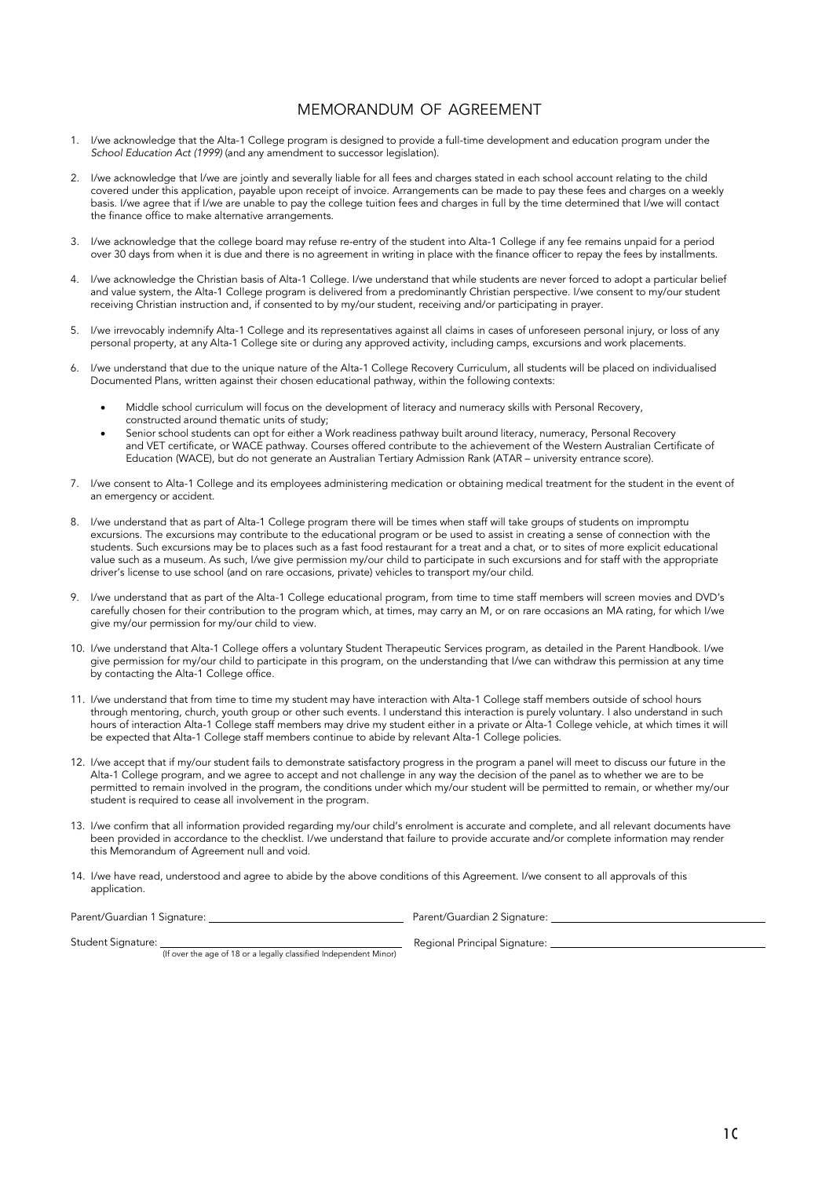# MEMORANDUM OF AGREEMENT

1. I/we acknowledge that the Alta-1 College program is designed to provide a full-time development and education program under the *School Education Act (1999)* (and any amendment to successor legislation).

2. I/we acknowledge that I/we are jointly and severally liable for all fees and charges stated in each school account relating to the child covered under this application, payable upon receipt of invoice. Arrangements can be made to pay these fees and charges on a weekly basis. I/we agree that if I/we are unable to pay the college tuition fees and charges in full by the time determined that I/we will contact the finance office to make alternative arrangements.

3. I/we acknowledge that the college board may refuse re-entry of the student into Alta-1 College if any fee remains unpaid for a period over 30 days from when it is due and there is no agreement in writing in place with the finance officer to repay the fees by installments.

4. I/we acknowledge the Christian basis of Alta-1 College. I/we understand that while students are never forced to adopt a particular belief and value system, the Alta-1 College program is delivered from a predominantly Christian perspective. I/we consent to my/our student receiving Christian instruction and, if consented to by my/our student, receiving and/or participating in prayer.

5. I/we irrevocably indemnify Alta-1 College and its representatives against all claims in cases of unforeseen personal injury, or loss of any personal property, at any Alta-1 College site or during any approved activity, including camps, excursions and work placements.

6. I/we understand that due to the unique nature of the Alta-1 College Recovery Curriculum, all students will be placed on individualised Documented Plans, written against their chosen educational pathway, within the following contexts:
   - Middle school curriculum will focus on the development of literacy and numeracy skills with Personal Recovery, constructed around thematic units of study;
   - Senior school students can opt for either a Work readiness pathway built around literacy, numeracy, Personal Recovery and VET certificate, or WACE pathway. Courses offered contribute to the achievement of the Western Australian Certificate of Education (WACE), but do not generate an Australian Tertiary Admission Rank (ATAR – university entrance score).

7. I/we consent to Alta-1 College and its employees administering medication or obtaining medical treatment for the student in the event of an emergency or accident.

8. I/we understand that as part of Alta-1 College program there will be times when staff will take groups of students on impromptu excursions. The excursions may contribute to the educational program or be used to assist in creating a sense of connection with the students. Such excursions may be to places such as a fast food restaurant for a treat and a chat, or to sites of more explicit educational value such as a museum. As such, I/we give permission my/our child to participate in such excursions and for staff with the appropriate driver's license to use school (and on rare occasions, private) vehicles to transport my/our child.

9. I/we understand that as part of the Alta-1 College educational program, from time to time staff members will screen movies and DVD's carefully chosen for their contribution to the program which, at times, may carry an M, or on rare occasions an MA rating, for which I/we give my/our permission for my/our child to view.

10. I/we understand that Alta-1 College offers a voluntary Student Therapeutic Services program, as detailed in the Parent Handbook. I/we give permission for my/our child to participate in this program, on the understanding that I/we can withdraw this permission at any time by contacting the Alta-1 College office.

11. I/we understand that from time to time my student may have interaction with Alta-1 College staff members outside of school hours through mentoring, church, youth group or other such events. I understand this interaction is purely voluntary. I also understand in such hours of interaction Alta-1 College staff members may drive my student either in a private or Alta-1 College vehicle, at which times it will be expected that Alta-1 College staff members continue to abide by relevant Alta-1 College policies.

12. I/we accept that if my/our student fails to demonstrate satisfactory progress in the program a panel will meet to discuss our future in the Alta-1 College program, and we agree to accept and not challenge in any way the decision of the panel as to whether we are to be permitted to remain involved in the program, the conditions under which my/our student will be permitted to remain, or whether my/our student is required to cease all involvement in the program.

13. I/we confirm that all information provided regarding my/our child's enrolment is accurate and complete, and all relevant documents have been provided in accordance to the checklist. I/we understand that failure to provide accurate and/or complete information may render this Memorandum of Agreement null and void.

14. I/we have read, understood and agree to abide by the above conditions of this Agreement. I/we consent to all approvals of this application.

Parent/Guardian 1 Signature: ______________________ Parent/Guardian 2 Signature: ______________________

Student Signature: ______________________ Regional Principal Signature: ______________________

(If over the age of 18 or a legally classified Independent Minor)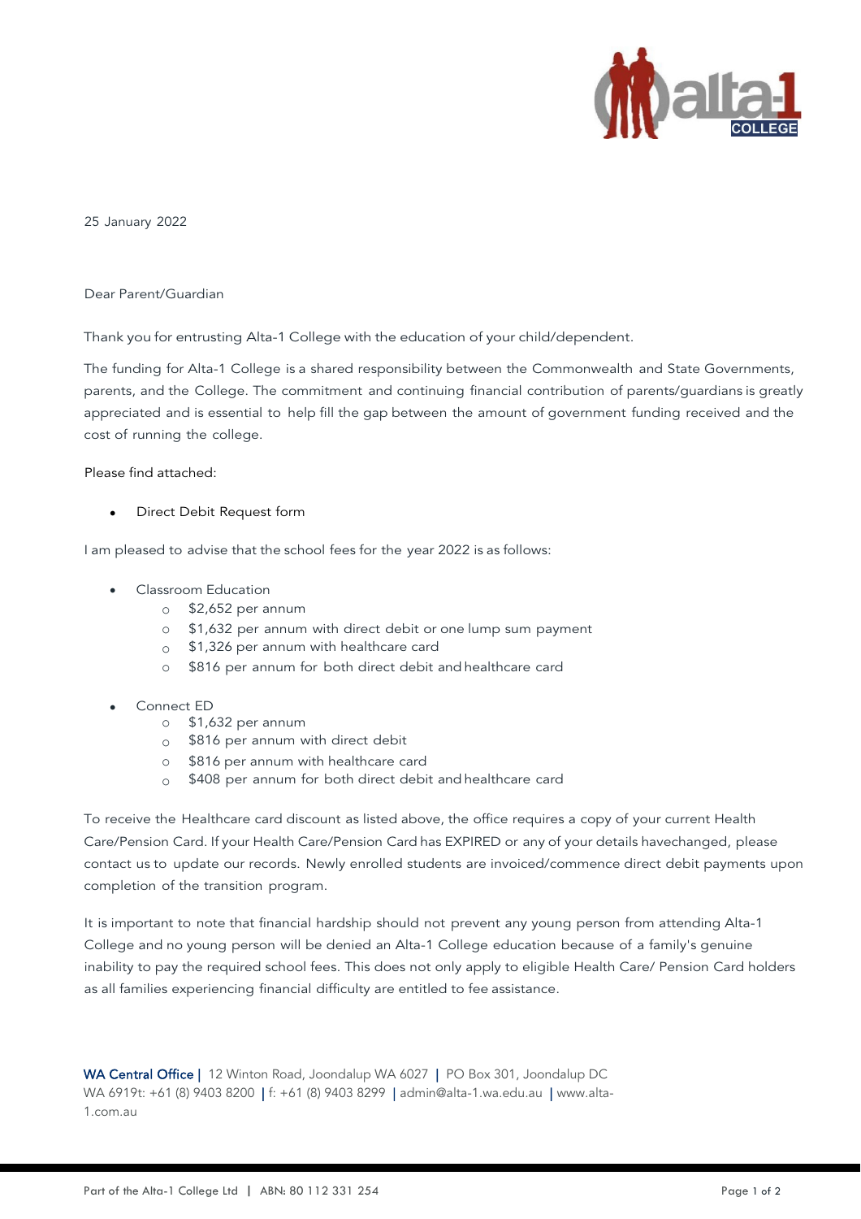25 January 2022

Dear Parent/Guardian

Thank you for entrusting Alta-1 College with the education of your child/dependent.

The funding for Alta-1 College is a shared responsibility between the Commonwealth and State Governments, parents, and the College. The commitment and continuing financial contribution of parents/guardians is greatly appreciated and is essential to help fill the gap between the amount of government funding received and the cost of running the college.

Please find attached:

- Direct Debit Request form

I am pleased to advise that the school fees for the year 2022 is as follows:

- Classroom Education
  - $2,652 per annum
  - $1,632 per annum with direct debit or one lump sum payment
  - $1,326 per annum with healthcare card
  - $816 per annum for both direct debit and healthcare card

- Connect ED
  - $1,632 per annum
  - $816 per annum with direct debit
  - $816 per annum with healthcare card
  - $408 per annum for both direct debit and healthcare card

To receive the Healthcare card discount as listed above, the office requires a copy of your current Health Care/Pension Card. If your Health Care/Pension Card has EXPIRED or any of your details havechanged, please contact us to update our records. Newly enrolled students are invoiced/commence direct debit payments upon completion of the transition program.

It is important to note that financial hardship should not prevent any young person from attending Alta-1 College and no young person will be denied an Alta-1 College education because of a family's genuine inability to pay the required school fees. This does not only apply to eligible Health Care/ Pension Card holders as all families experiencing financial difficulty are entitled to fee assistance.

WA Central Office | 12 Winton Road, Joondalup WA 6027 | PO Box 301, Joondalup DC WA 6919t: +61 (8) 9403 8200 | f: +61 (8) 9403 8299 | admin@alta-1.wa.edu.au | www.alta-1.com.au

Part of the Alta-1 College Ltd | ABN: 80 112 331 254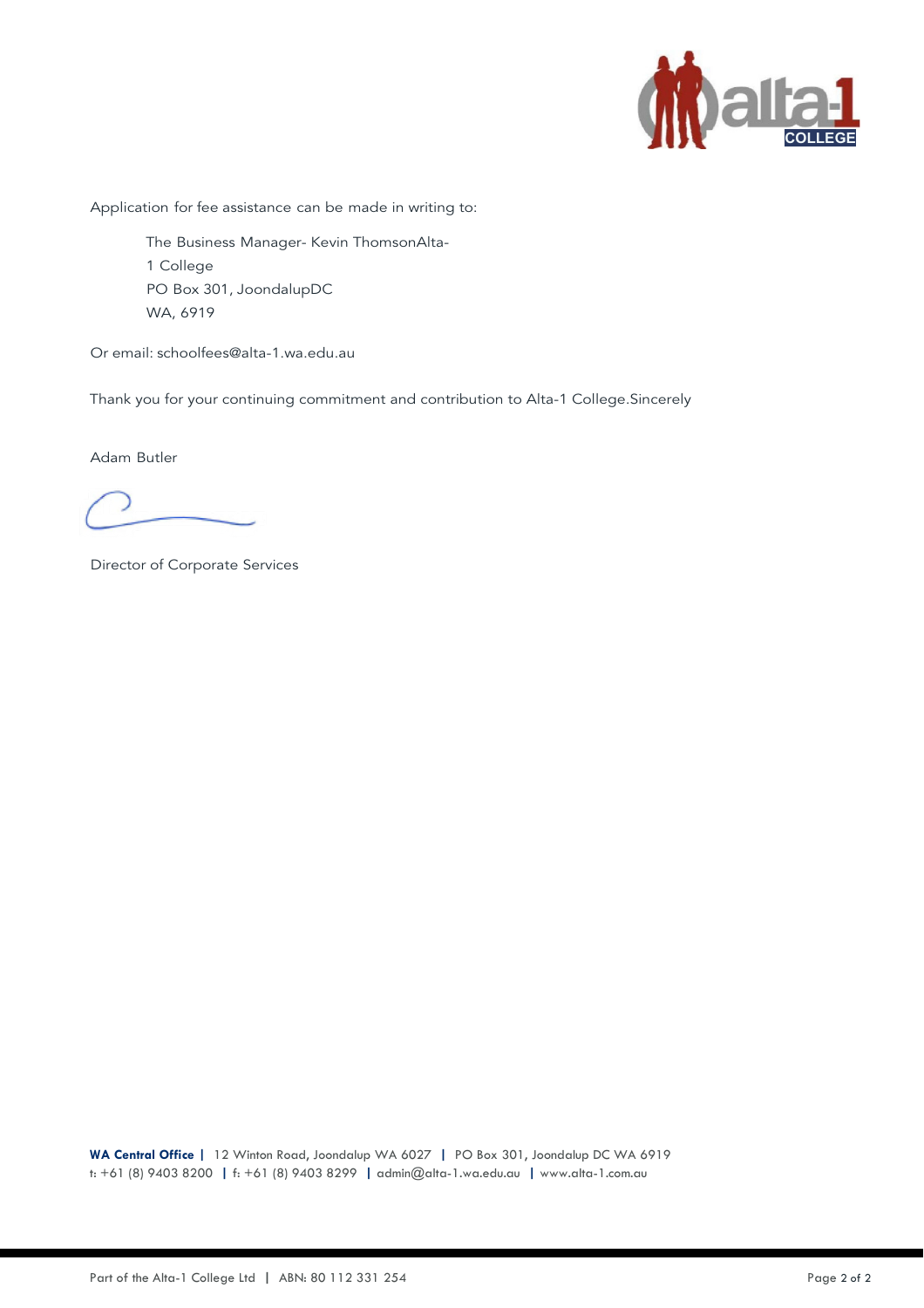Application for fee assistance can be made in writing to:

> The Business Manager- Kevin ThomsonAlta-
> 1 College
> PO Box 301, JoondalupDC
> WA, 6919

Or email: schoolfees@alta-1.wa.edu.au

Thank you for your continuing commitment and contribution to Alta-1 College.Sincerely

Adam Butler

Director of Corporate Services

**WA Central Office** | 12 Winton Road, Joondalup WA 6027 | PO Box 301, Joondalup DC WA 6919
t: +61 (8) 9403 8200 | f: +61 (8) 9403 8299 | admin@alta-1.wa.edu.au | www.alta-1.com.au

Part of the Alta-1 College Ltd | ABN: 80 112 331 254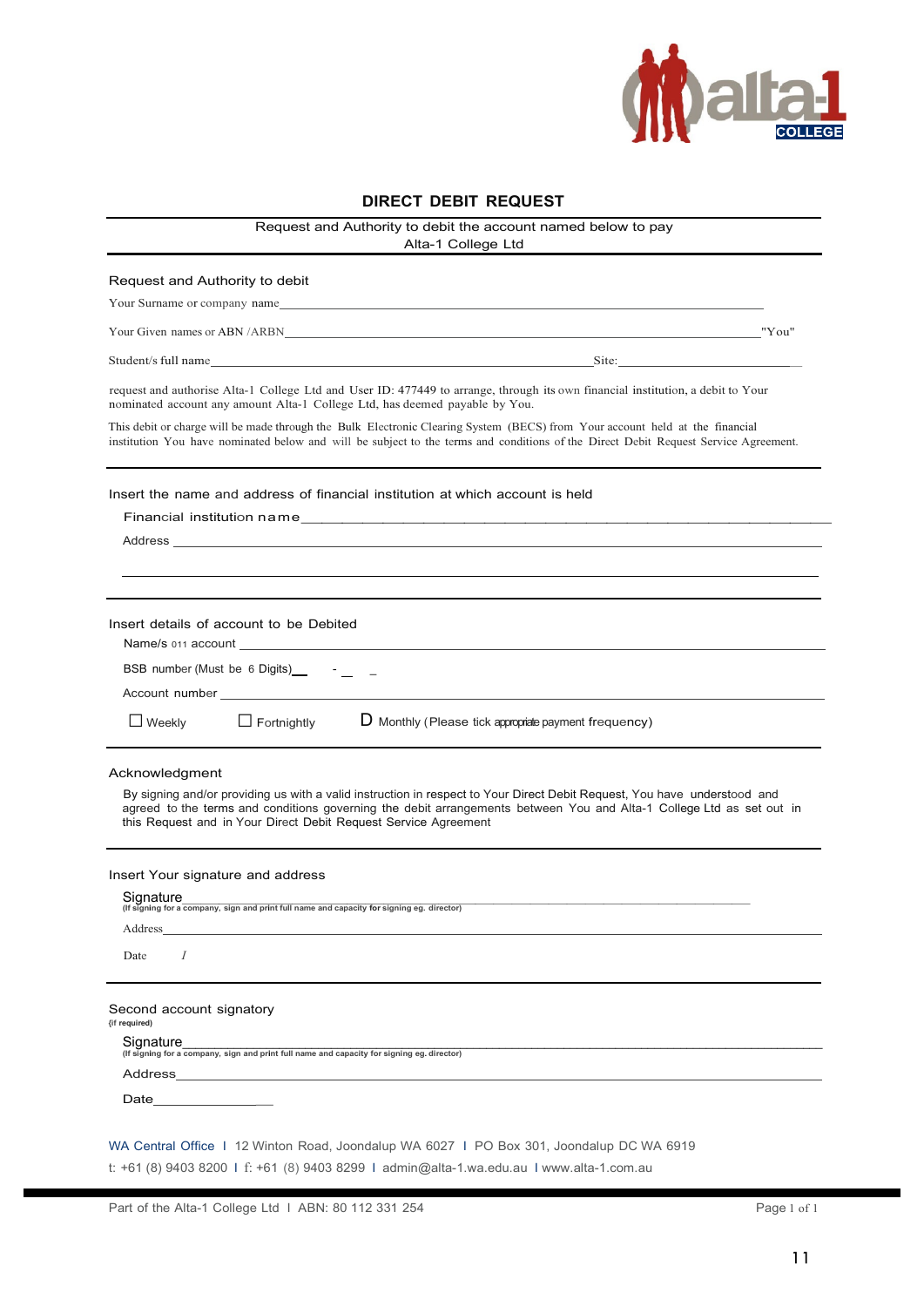# DIRECT DEBIT REQUEST

Request and Authority to debit the account named below to pay
Alta-1 College Ltd

## Request and Authority to debit

Your Surname or company name\_\_\_\_\_\_\_\_\_\_\_\_\_\_\_\_\_\_\_\_\_\_\_\_\_\_\_\_\_\_\_\_\_\_\_\_\_\_\_\_

Your Given names or ABN /ARBN\_\_\_\_\_\_\_\_\_\_\_\_\_\_\_\_\_\_\_\_\_\_\_\_\_\_\_\_\_\_\_\_\_\_\_\_\_\_"You"

Student/s full name\_\_\_\_\_\_\_\_\_\_\_\_\_\_\_\_\_\_\_\_\_\_\_\_\_\_\_\_Site:\_\_\_\_\_\_\_\_\_\_\_\_\_\_\_\_\_\_

request and authorise Alta-1 College Ltd and User ID: 477449 to arrange, through its own financial institution, a debit to Your nominated account any amount Alta-1 College Ltd, has deemed payable by You.

This debit or charge will be made through the Bulk Electronic Clearing System (BECS) from Your account held at the financial institution You have nominated below and will be subject to the terms and conditions of the Direct Debit Request Service Agreement.

## Insert the name and address of financial institution at which account is held

Financial institution name\_\_\_\_\_\_\_\_\_\_\_\_\_\_\_\_\_\_\_\_\_\_\_\_\_\_\_\_\_\_\_\_\_\_\_\_\_\_\_\_

Address \_\_\_\_\_\_\_\_\_\_\_\_\_\_\_\_\_\_\_\_\_\_\_\_\_\_\_\_\_\_\_\_\_\_\_\_\_\_\_\_\_\_\_\_\_\_\_\_

\_\_\_\_\_\_\_\_\_\_\_\_\_\_\_\_\_\_\_\_\_\_\_\_\_\_\_\_\_\_\_\_\_\_\_\_\_\_\_\_\_\_\_\_\_\_\_\_\_\_\_\_\_\_\_\_

## Insert details of account to be Debited

Name/s 011 account \_\_\_\_\_\_\_\_\_\_\_\_\_\_\_\_\_\_\_\_\_\_\_\_\_\_\_\_\_\_\_\_\_\_\_\_\_\_\_\_\_\_

BSB number (Must be 6 Digits)\_\_ - \_ \_

Account number \_\_\_\_\_\_\_\_\_\_\_\_\_\_\_\_\_\_\_\_\_\_\_\_\_\_\_\_\_\_\_\_\_\_\_\_\_\_\_\_\_\_\_\_

☐ Weekly ☐ Fortnightly ☐ Monthly (Please tick appropriate payment frequency)

## Acknowledgment

By signing and/or providing us with a valid instruction in respect to Your Direct Debit Request, You have understood and agreed to the terms and conditions governing the debit arrangements between You and Alta-1 College Ltd as set out in this Request and in Your Direct Debit Request Service Agreement

## Insert Your signature and address

Signature\_\_\_\_\_\_\_\_\_\_\_\_\_\_\_\_\_\_\_\_\_\_\_\_\_\_\_\_\_\_\_\_\_\_\_\_\_\_\_\_\_\_\_\_\_\_\_\_
(If signing for a company, sign and print full name and capacity for signing eg. director)

Address\_\_\_\_\_\_\_\_\_\_\_\_\_\_\_\_\_\_\_\_\_\_\_\_\_\_\_\_\_\_\_\_\_\_\_\_\_\_\_\_\_\_\_\_\_\_\_\_\_\_

Date /

## Second account signatory

(if required)

Signature\_\_\_\_\_\_\_\_\_\_\_\_\_\_\_\_\_\_\_\_\_\_\_\_\_\_\_\_\_\_\_\_\_\_\_\_\_\_\_\_\_\_\_\_\_\_\_\_
(If signing for a company, sign and print full name and capacity for signing eg. director)

Address\_\_\_\_\_\_\_\_\_\_\_\_\_\_\_\_\_\_\_\_\_\_\_\_\_\_\_\_\_\_\_\_\_\_\_\_\_\_\_\_\_\_\_\_\_\_\_\_\_\_

Date\_\_\_\_\_\_\_\_\_\_\_\_\_\_\_\_

WA Central Office I 12 Winton Road, Joondalup WA 6027 I PO Box 301, Joondalup DC WA 6919

t: +61 (8) 9403 8200 I f: +61 (8) 9403 8299 I admin@alta-1.wa.edu.au I www.alta-1.com.au

Part of the Alta-1 College Ltd I ABN: 80 112 331 254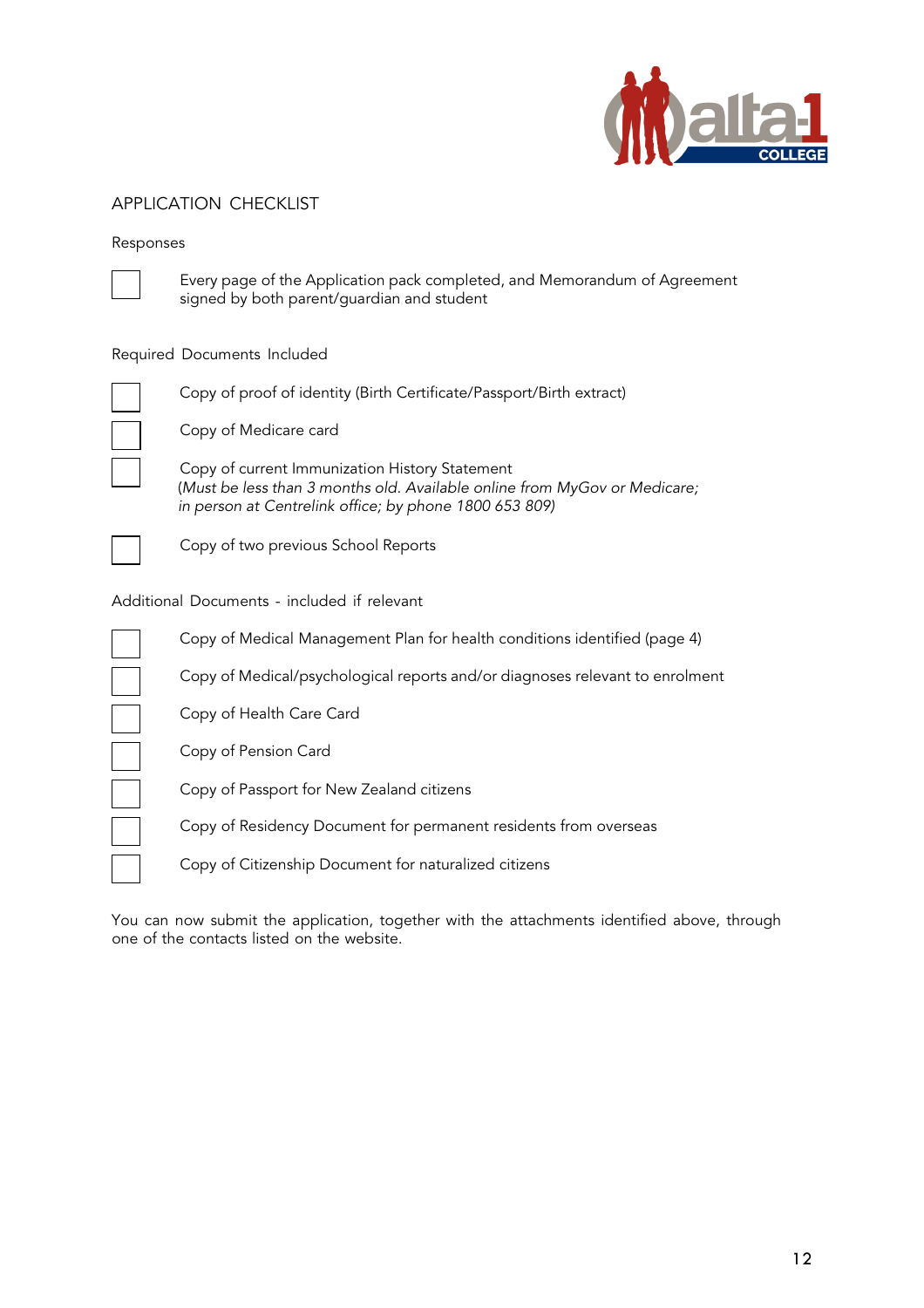## APPLICATION CHECKLIST

Responses

- [ ] Every page of the Application pack completed, and Memorandum of Agreement signed by both parent/guardian and student

Required Documents Included

- [ ] Copy of proof of identity (Birth Certificate/Passport/Birth extract)
- [ ] Copy of Medicare card
- [ ] Copy of current Immunization History Statement
  *(Must be less than 3 months old. Available online from MyGov or Medicare; in person at Centrelink office; by phone 1800 653 809)*
- [ ] Copy of two previous School Reports

Additional Documents - included if relevant

- [ ] Copy of Medical Management Plan for health conditions identified (page 4)
- [ ] Copy of Medical/psychological reports and/or diagnoses relevant to enrolment
- [ ] Copy of Health Care Card
- [ ] Copy of Pension Card
- [ ] Copy of Passport for New Zealand citizens
- [ ] Copy of Residency Document for permanent residents from overseas
- [ ] Copy of Citizenship Document for naturalized citizens

You can now submit the application, together with the attachments identified above, through one of the contacts listed on the website.